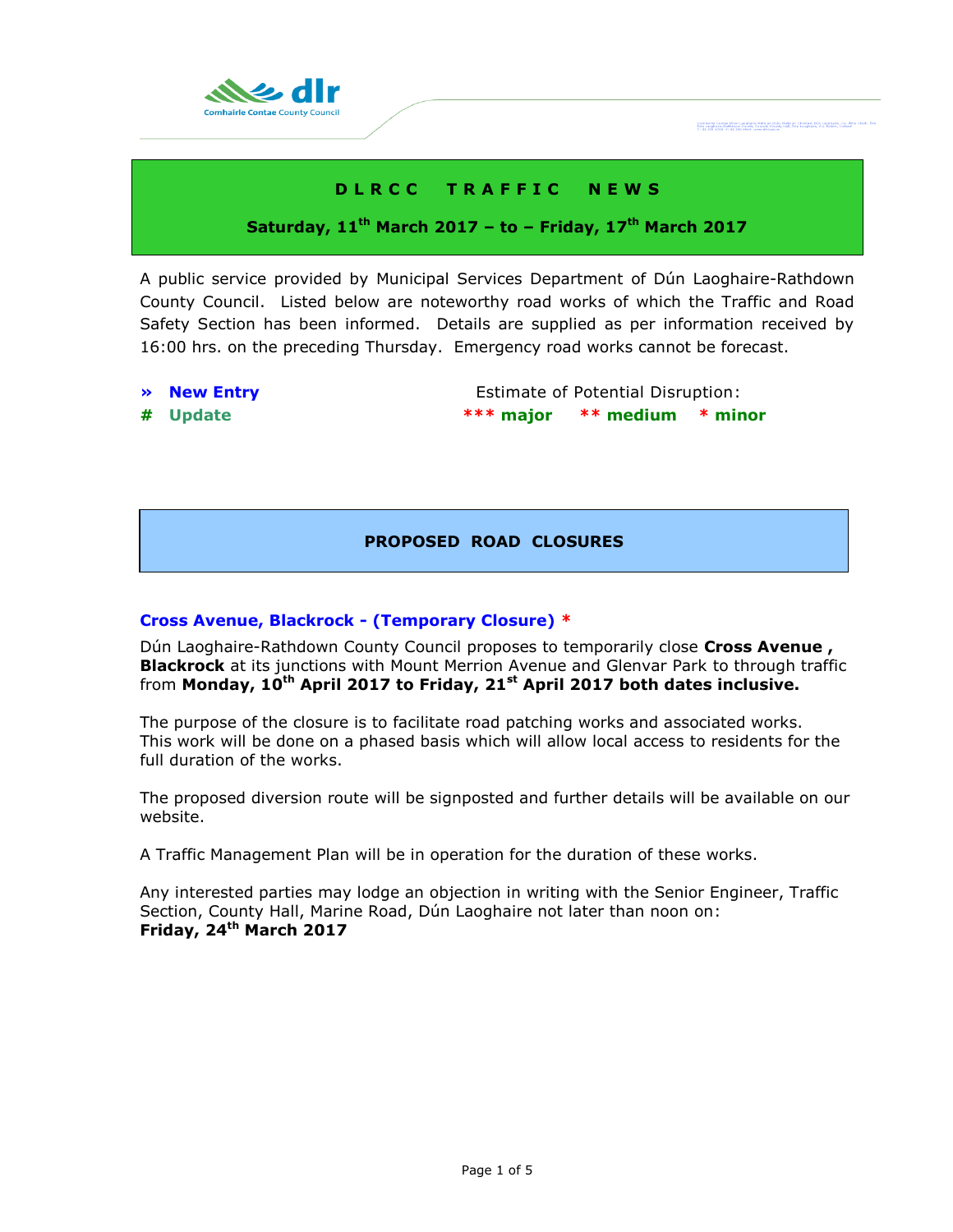# D L R C C   T R A F F I C   N E W S

**Saturday, 11th March 2017 – to – Friday, 17th March 2017**

A public service provided by Municipal Services Department of Dún Laoghaire-Rathdown County Council. Listed below are noteworthy road works of which the Traffic and Road Safety Section has been informed. Details are supplied as per information received by 16:00 hrs. on the preceding Thursday. Emergency road works cannot be forecast.

**» New Entry** — Estimate of Potential Disruption:

**# Update** — **\*\*\* major  \*\* medium  \* minor**

## PROPOSED ROAD CLOSURES

### Cross Avenue, Blackrock - (Temporary Closure) *

Dún Laoghaire-Rathdown County Council proposes to temporarily close **Cross Avenue , Blackrock** at its junctions with Mount Merrion Avenue and Glenvar Park to through traffic from **Monday, 10th April 2017 to Friday, 21st April 2017 both dates inclusive.**

The purpose of the closure is to facilitate road patching works and associated works. This work will be done on a phased basis which will allow local access to residents for the full duration of the works.

The proposed diversion route will be signposted and further details will be available on our website.

A Traffic Management Plan will be in operation for the duration of these works.

Any interested parties may lodge an objection in writing with the Senior Engineer, Traffic Section, County Hall, Marine Road, Dún Laoghaire not later than noon on:
**Friday, 24th March 2017**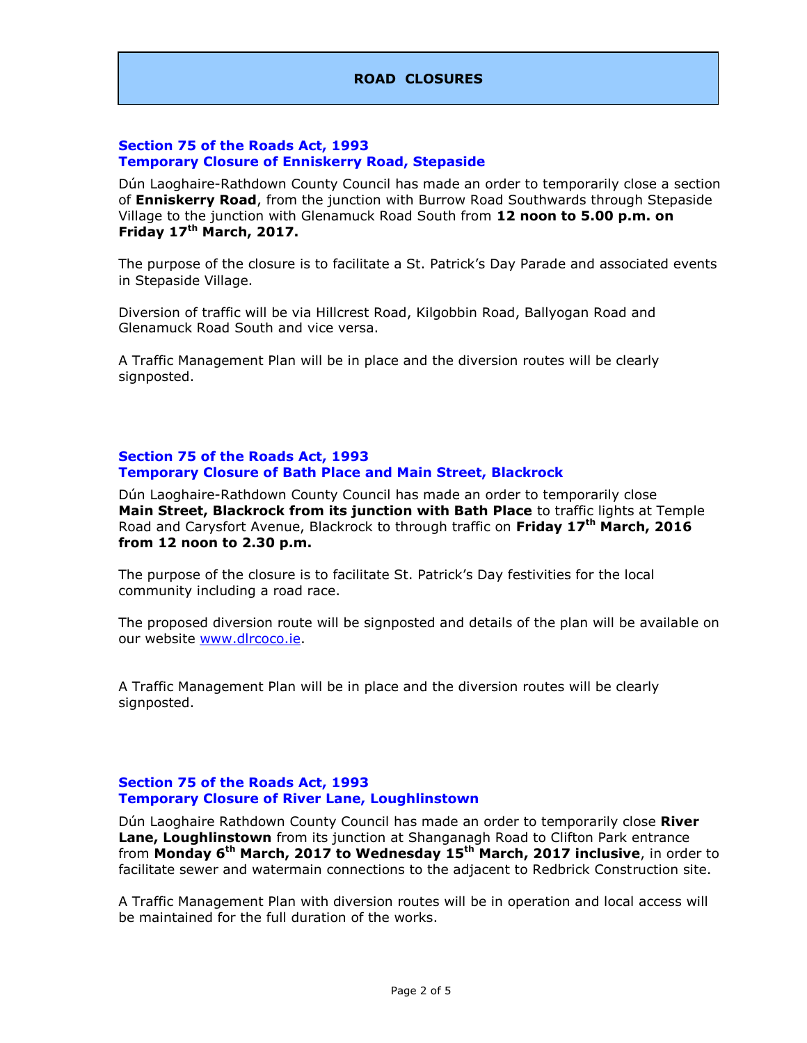# ROAD CLOSURES

### Section 75 of the Roads Act, 1993
### Temporary Closure of Enniskerry Road, Stepaside

Dún Laoghaire-Rathdown County Council has made an order to temporarily close a section of **Enniskerry Road**, from the junction with Burrow Road Southwards through Stepaside Village to the junction with Glenamuck Road South from **12 noon to 5.00 p.m. on Friday 17th March, 2017.**

The purpose of the closure is to facilitate a St. Patrick's Day Parade and associated events in Stepaside Village.

Diversion of traffic will be via Hillcrest Road, Kilgobbin Road, Ballyogan Road and Glenamuck Road South and vice versa.

A Traffic Management Plan will be in place and the diversion routes will be clearly signposted.

### Section 75 of the Roads Act, 1993
### Temporary Closure of Bath Place and Main Street, Blackrock

Dún Laoghaire-Rathdown County Council has made an order to temporarily close **Main Street, Blackrock from its junction with Bath Place** to traffic lights at Temple Road and Carysfort Avenue, Blackrock to through traffic on **Friday 17th March, 2016 from 12 noon to 2.30 p.m.**

The purpose of the closure is to facilitate St. Patrick's Day festivities for the local community including a road race.

The proposed diversion route will be signposted and details of the plan will be available on our website www.dlrcoco.ie.

A Traffic Management Plan will be in place and the diversion routes will be clearly signposted.

### Section 75 of the Roads Act, 1993
### Temporary Closure of River Lane, Loughlinstown

Dún Laoghaire Rathdown County Council has made an order to temporarily close **River Lane, Loughlinstown** from its junction at Shanganagh Road to Clifton Park entrance from **Monday 6th March, 2017 to Wednesday 15th March, 2017 inclusive**, in order to facilitate sewer and watermain connections to the adjacent to Redbrick Construction site.

A Traffic Management Plan with diversion routes will be in operation and local access will be maintained for the full duration of the works.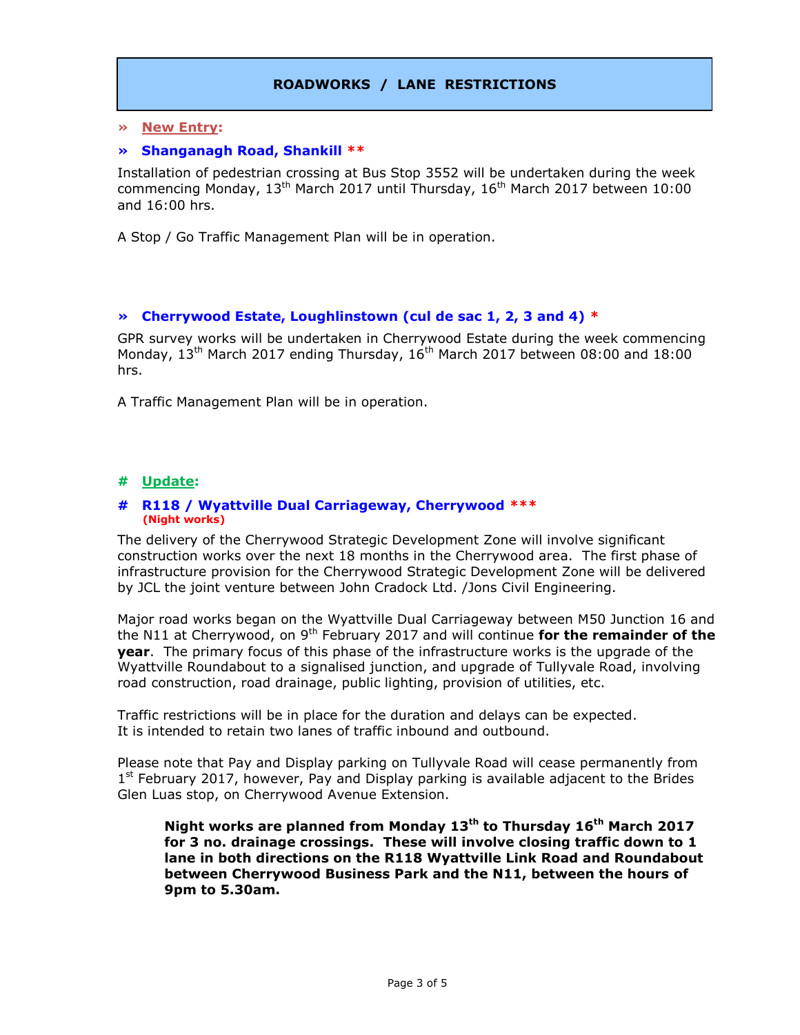## ROADWORKS / LANE RESTRICTIONS

» **New Entry:**

» **Shanganagh Road, Shankill** **

Installation of pedestrian crossing at Bus Stop 3552 will be undertaken during the week commencing Monday, 13th March 2017 until Thursday, 16th March 2017 between 10:00 and 16:00 hrs.

A Stop / Go Traffic Management Plan will be in operation.

» **Cherrywood Estate, Loughlinstown (cul de sac 1, 2, 3 and 4)** *

GPR survey works will be undertaken in Cherrywood Estate during the week commencing Monday, 13th March 2017 ending Thursday, 16th March 2017 between 08:00 and 18:00 hrs.

A Traffic Management Plan will be in operation.

# **Update:**

# **R118 / Wyattville Dual Carriageway, Cherrywood** ***
**(Night works)**

The delivery of the Cherrywood Strategic Development Zone will involve significant construction works over the next 18 months in the Cherrywood area. The first phase of infrastructure provision for the Cherrywood Strategic Development Zone will be delivered by JCL the joint venture between John Cradock Ltd. /Jons Civil Engineering.

Major road works began on the Wyattville Dual Carriageway between M50 Junction 16 and the N11 at Cherrywood, on 9th February 2017 and will continue **for the remainder of the year**. The primary focus of this phase of the infrastructure works is the upgrade of the Wyattville Roundabout to a signalised junction, and upgrade of Tullyvale Road, involving road construction, road drainage, public lighting, provision of utilities, etc.

Traffic restrictions will be in place for the duration and delays can be expected.
It is intended to retain two lanes of traffic inbound and outbound.

Please note that Pay and Display parking on Tullyvale Road will cease permanently from 1st February 2017, however, Pay and Display parking is available adjacent to the Brides Glen Luas stop, on Cherrywood Avenue Extension.

> **Night works are planned from Monday 13th to Thursday 16th March 2017 for 3 no. drainage crossings. These will involve closing traffic down to 1 lane in both directions on the R118 Wyattville Link Road and Roundabout between Cherrywood Business Park and the N11, between the hours of 9pm to 5.30am.**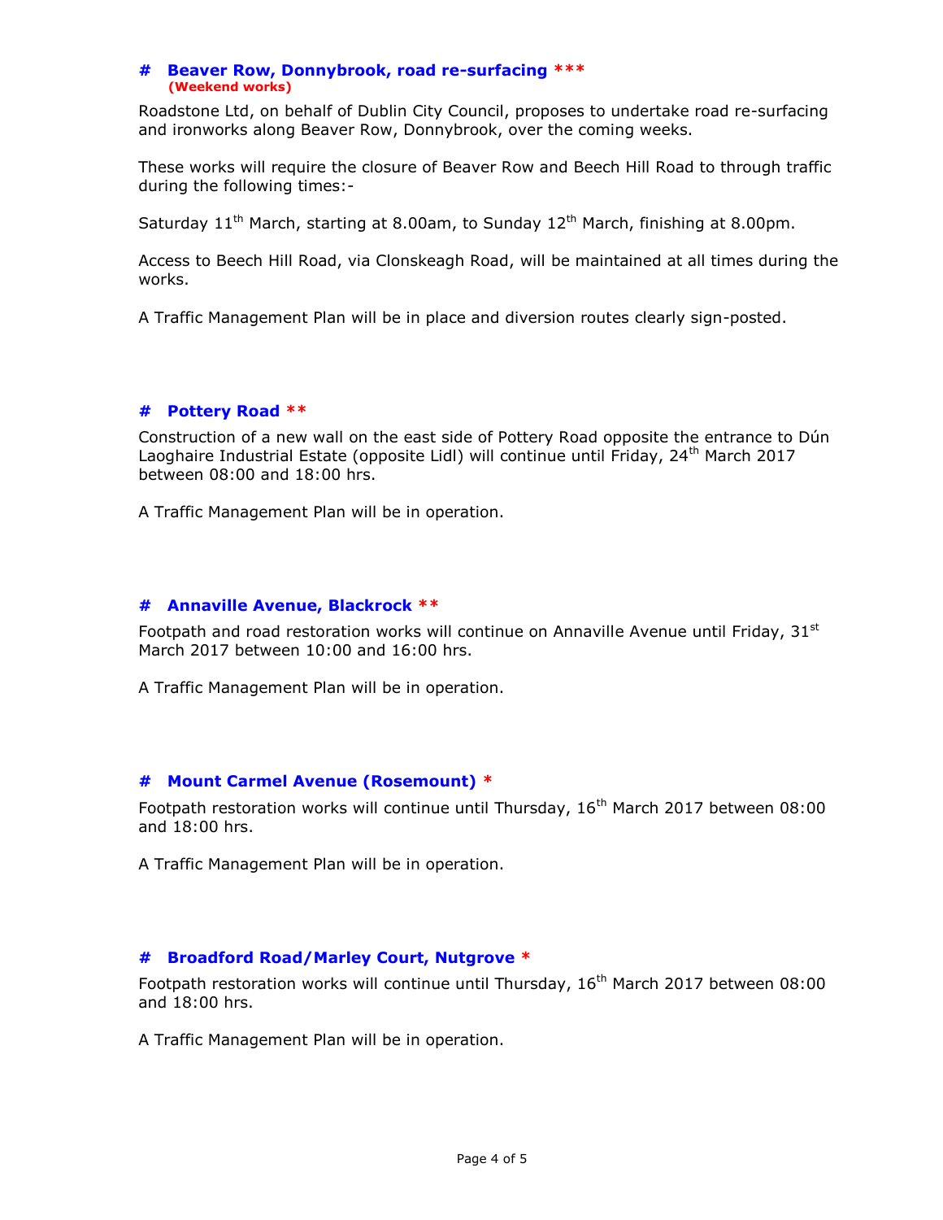## # Beaver Row, Donnybrook, road re-surfacing ***
**(Weekend works)**

Roadstone Ltd, on behalf of Dublin City Council, proposes to undertake road re-surfacing and ironworks along Beaver Row, Donnybrook, over the coming weeks.

These works will require the closure of Beaver Row and Beech Hill Road to through traffic during the following times:-

Saturday 11th March, starting at 8.00am, to Sunday 12th March, finishing at 8.00pm.

Access to Beech Hill Road, via Clonskeagh Road, will be maintained at all times during the works.

A Traffic Management Plan will be in place and diversion routes clearly sign-posted.

## # Pottery Road **

Construction of a new wall on the east side of Pottery Road opposite the entrance to Dún Laoghaire Industrial Estate (opposite Lidl) will continue until Friday, 24th March 2017 between 08:00 and 18:00 hrs.

A Traffic Management Plan will be in operation.

## # Annaville Avenue, Blackrock **

Footpath and road restoration works will continue on Annaville Avenue until Friday, 31st March 2017 between 10:00 and 16:00 hrs.

A Traffic Management Plan will be in operation.

## # Mount Carmel Avenue (Rosemount) *

Footpath restoration works will continue until Thursday, 16th March 2017 between 08:00 and 18:00 hrs.

A Traffic Management Plan will be in operation.

## # Broadford Road/Marley Court, Nutgrove *

Footpath restoration works will continue until Thursday, 16th March 2017 between 08:00 and 18:00 hrs.

A Traffic Management Plan will be in operation.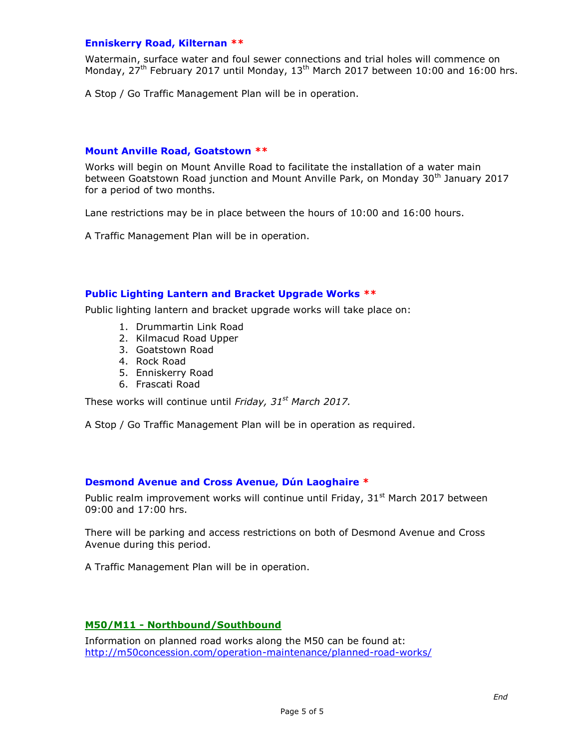### Enniskerry Road, Kilternan **

Watermain, surface water and foul sewer connections and trial holes will commence on Monday, 27th February 2017 until Monday, 13th March 2017 between 10:00 and 16:00 hrs.

A Stop / Go Traffic Management Plan will be in operation.

### Mount Anville Road, Goatstown **

Works will begin on Mount Anville Road to facilitate the installation of a water main between Goatstown Road junction and Mount Anville Park, on Monday 30th January 2017 for a period of two months.

Lane restrictions may be in place between the hours of 10:00 and 16:00 hours.

A Traffic Management Plan will be in operation.

### Public Lighting Lantern and Bracket Upgrade Works **

Public lighting lantern and bracket upgrade works will take place on:

1. Drummartin Link Road
2. Kilmacud Road Upper
3. Goatstown Road
4. Rock Road
5. Enniskerry Road
6. Frascati Road

These works will continue until *Friday, 31st March 2017.*

A Stop / Go Traffic Management Plan will be in operation as required.

### Desmond Avenue and Cross Avenue, Dún Laoghaire *

Public realm improvement works will continue until Friday, 31st March 2017 between 09:00 and 17:00 hrs.

There will be parking and access restrictions on both of Desmond Avenue and Cross Avenue during this period.

A Traffic Management Plan will be in operation.

### M50/M11 - Northbound/Southbound

Information on planned road works along the M50 can be found at:
http://m50concession.com/operation-maintenance/planned-road-works/

*End*